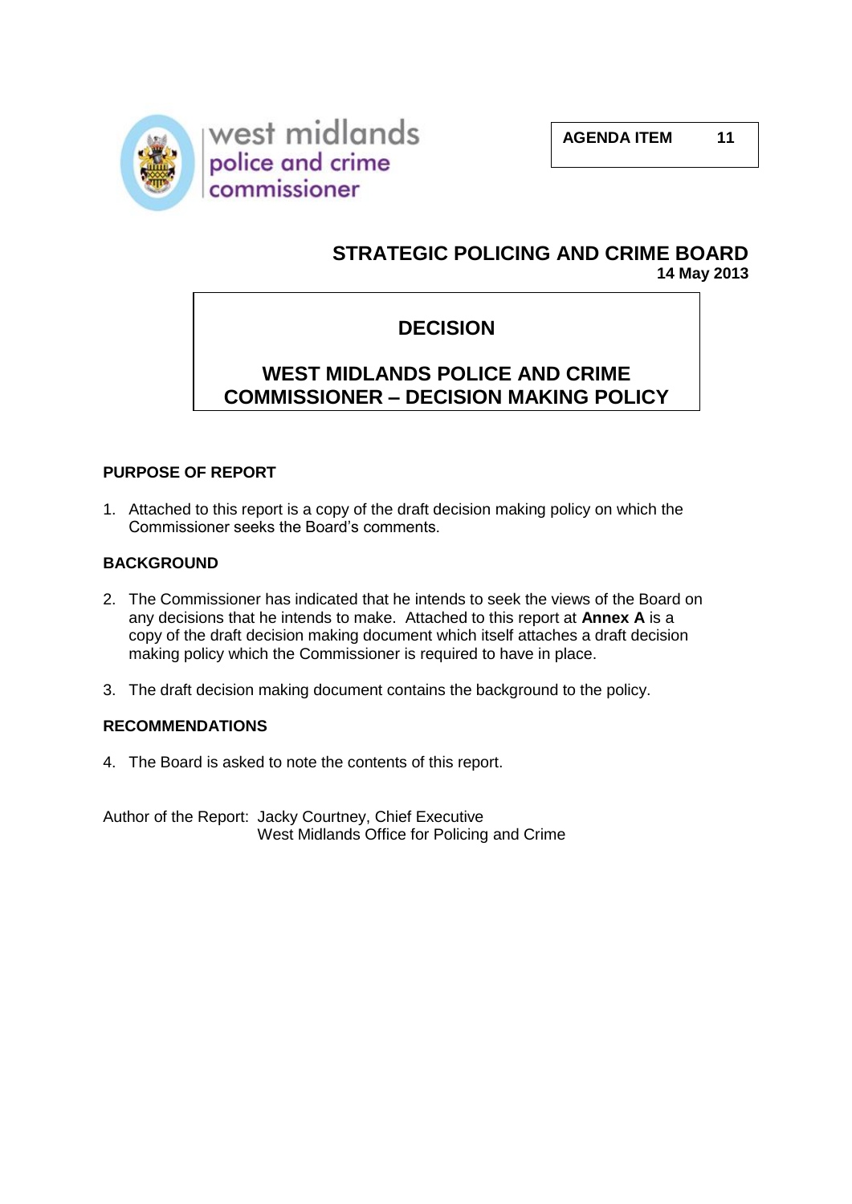west midlands police and crime commissioner

**AGENDA ITEM 11**

## STRATEGIC POLICING AND CRIME BOARD
**14 May 2013**

# DECISION

# WEST MIDLANDS POLICE AND CRIME COMMISSIONER – DECISION MAKING POLICY

### PURPOSE OF REPORT

1. Attached to this report is a copy of the draft decision making policy on which the Commissioner seeks the Board's comments.

### BACKGROUND

2. The Commissioner has indicated that he intends to seek the views of the Board on any decisions that he intends to make. Attached to this report at **Annex A** is a copy of the draft decision making document which itself attaches a draft decision making policy which the Commissioner is required to have in place.

3. The draft decision making document contains the background to the policy.

### RECOMMENDATIONS

4. The Board is asked to note the contents of this report.

Author of the Report: Jacky Courtney, Chief Executive
West Midlands Office for Policing and Crime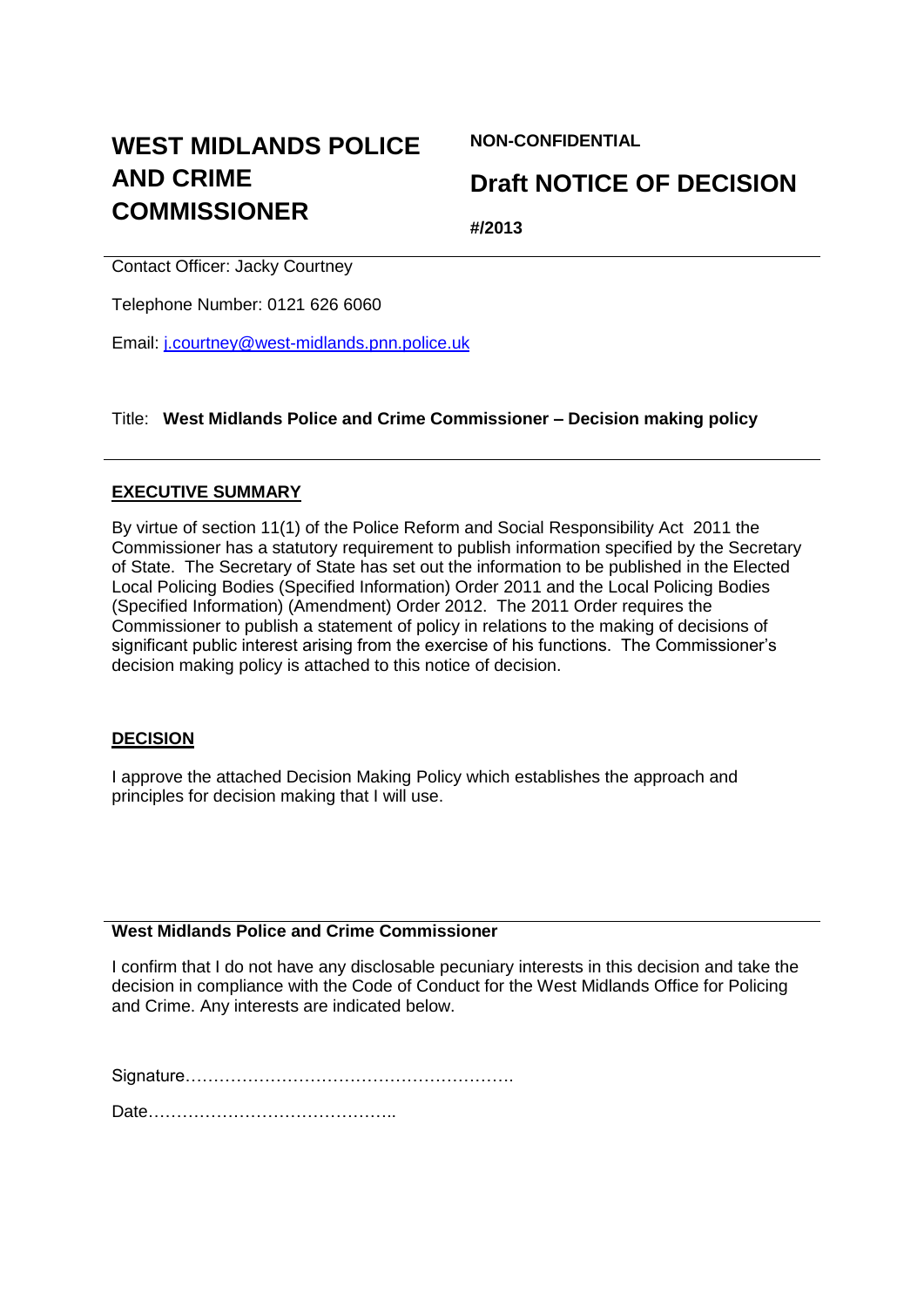# WEST MIDLANDS POLICE AND CRIME COMMISSIONER

**NON-CONFIDENTIAL**

## Draft NOTICE OF DECISION

**#/2013**

Contact Officer: Jacky Courtney

Telephone Number: 0121 626 6060

Email: j.courtney@west-midlands.pnn.police.uk

Title: **West Midlands Police and Crime Commissioner – Decision making policy**

**EXECUTIVE SUMMARY**

By virtue of section 11(1) of the Police Reform and Social Responsibility Act 2011 the Commissioner has a statutory requirement to publish information specified by the Secretary of State. The Secretary of State has set out the information to be published in the Elected Local Policing Bodies (Specified Information) Order 2011 and the Local Policing Bodies (Specified Information) (Amendment) Order 2012. The 2011 Order requires the Commissioner to publish a statement of policy in relations to the making of decisions of significant public interest arising from the exercise of his functions. The Commissioner's decision making policy is attached to this notice of decision.

**DECISION**

I approve the attached Decision Making Policy which establishes the approach and principles for decision making that I will use.

**West Midlands Police and Crime Commissioner**

I confirm that I do not have any disclosable pecuniary interests in this decision and take the decision in compliance with the Code of Conduct for the West Midlands Office for Policing and Crime. Any interests are indicated below.

Signature………………………………………………….

Date……………………………………..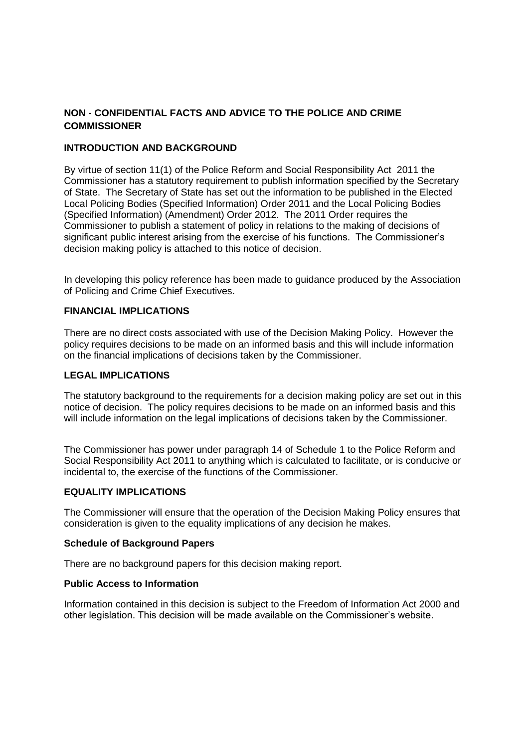## NON - CONFIDENTIAL FACTS AND ADVICE TO THE POLICE AND CRIME COMMISSIONER

### INTRODUCTION AND BACKGROUND

By virtue of section 11(1) of the Police Reform and Social Responsibility Act 2011 the Commissioner has a statutory requirement to publish information specified by the Secretary of State. The Secretary of State has set out the information to be published in the Elected Local Policing Bodies (Specified Information) Order 2011 and the Local Policing Bodies (Specified Information) (Amendment) Order 2012. The 2011 Order requires the Commissioner to publish a statement of policy in relations to the making of decisions of significant public interest arising from the exercise of his functions. The Commissioner's decision making policy is attached to this notice of decision.

In developing this policy reference has been made to guidance produced by the Association of Policing and Crime Chief Executives.

### FINANCIAL IMPLICATIONS

There are no direct costs associated with use of the Decision Making Policy. However the policy requires decisions to be made on an informed basis and this will include information on the financial implications of decisions taken by the Commissioner.

### LEGAL IMPLICATIONS

The statutory background to the requirements for a decision making policy are set out in this notice of decision. The policy requires decisions to be made on an informed basis and this will include information on the legal implications of decisions taken by the Commissioner.

The Commissioner has power under paragraph 14 of Schedule 1 to the Police Reform and Social Responsibility Act 2011 to anything which is calculated to facilitate, or is conducive or incidental to, the exercise of the functions of the Commissioner.

### EQUALITY IMPLICATIONS

The Commissioner will ensure that the operation of the Decision Making Policy ensures that consideration is given to the equality implications of any decision he makes.

### Schedule of Background Papers

There are no background papers for this decision making report.

### Public Access to Information

Information contained in this decision is subject to the Freedom of Information Act 2000 and other legislation. This decision will be made available on the Commissioner's website.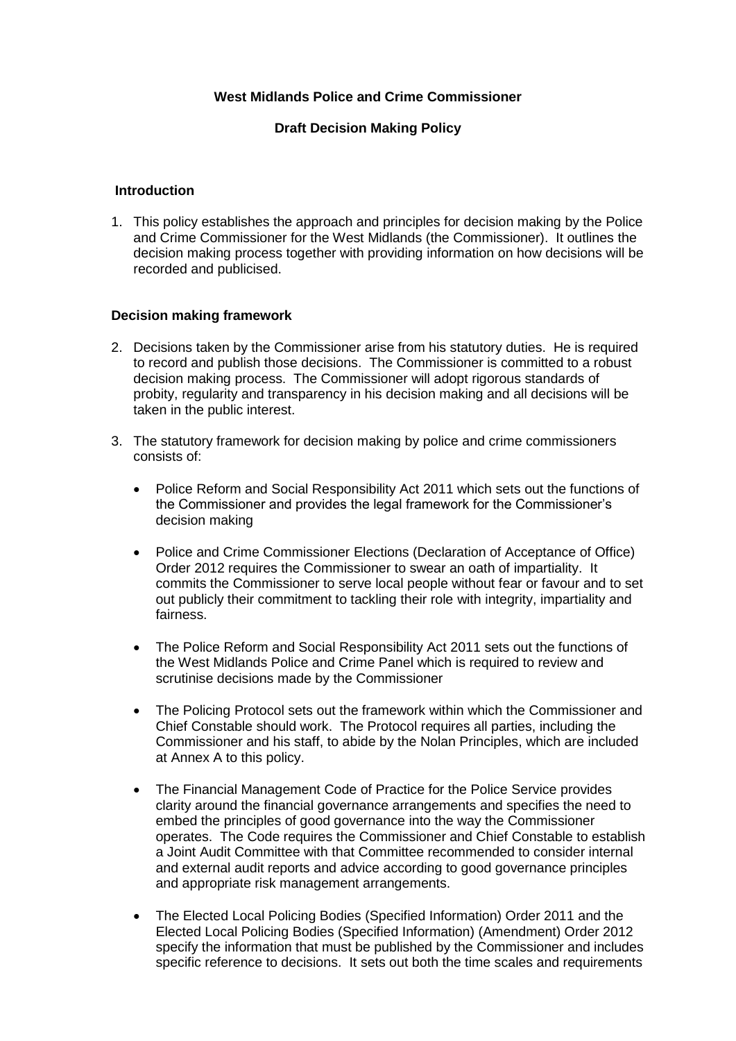**West Midlands Police and Crime Commissioner**

**Draft Decision Making Policy**

## Introduction

1. This policy establishes the approach and principles for decision making by the Police and Crime Commissioner for the West Midlands (the Commissioner). It outlines the decision making process together with providing information on how decisions will be recorded and publicised.

## Decision making framework

2. Decisions taken by the Commissioner arise from his statutory duties. He is required to record and publish those decisions. The Commissioner is committed to a robust decision making process. The Commissioner will adopt rigorous standards of probity, regularity and transparency in his decision making and all decisions will be taken in the public interest.

3. The statutory framework for decision making by police and crime commissioners consists of:

   - Police Reform and Social Responsibility Act 2011 which sets out the functions of the Commissioner and provides the legal framework for the Commissioner's decision making

   - Police and Crime Commissioner Elections (Declaration of Acceptance of Office) Order 2012 requires the Commissioner to swear an oath of impartiality. It commits the Commissioner to serve local people without fear or favour and to set out publicly their commitment to tackling their role with integrity, impartiality and fairness.

   - The Police Reform and Social Responsibility Act 2011 sets out the functions of the West Midlands Police and Crime Panel which is required to review and scrutinise decisions made by the Commissioner

   - The Policing Protocol sets out the framework within which the Commissioner and Chief Constable should work. The Protocol requires all parties, including the Commissioner and his staff, to abide by the Nolan Principles, which are included at Annex A to this policy.

   - The Financial Management Code of Practice for the Police Service provides clarity around the financial governance arrangements and specifies the need to embed the principles of good governance into the way the Commissioner operates. The Code requires the Commissioner and Chief Constable to establish a Joint Audit Committee with that Committee recommended to consider internal and external audit reports and advice according to good governance principles and appropriate risk management arrangements.

   - The Elected Local Policing Bodies (Specified Information) Order 2011 and the Elected Local Policing Bodies (Specified Information) (Amendment) Order 2012 specify the information that must be published by the Commissioner and includes specific reference to decisions. It sets out both the time scales and requirements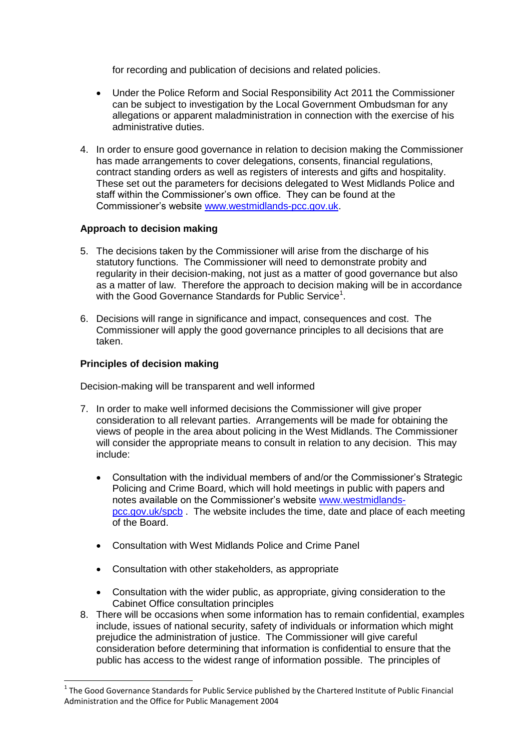for recording and publication of decisions and related policies.

- Under the Police Reform and Social Responsibility Act 2011 the Commissioner can be subject to investigation by the Local Government Ombudsman for any allegations or apparent maladministration in connection with the exercise of his administrative duties.

4. In order to ensure good governance in relation to decision making the Commissioner has made arrangements to cover delegations, consents, financial regulations, contract standing orders as well as registers of interests and gifts and hospitality. These set out the parameters for decisions delegated to West Midlands Police and staff within the Commissioner's own office. They can be found at the Commissioner's website [www.westmidlands-pcc.gov.uk](www.westmidlands-pcc.gov.uk).

**Approach to decision making**

5. The decisions taken by the Commissioner will arise from the discharge of his statutory functions. The Commissioner will need to demonstrate probity and regularity in their decision-making, not just as a matter of good governance but also as a matter of law. Therefore the approach to decision making will be in accordance with the Good Governance Standards for Public Service[1].

6. Decisions will range in significance and impact, consequences and cost. The Commissioner will apply the good governance principles to all decisions that are taken.

**Principles of decision making**

Decision-making will be transparent and well informed

7. In order to make well informed decisions the Commissioner will give proper consideration to all relevant parties. Arrangements will be made for obtaining the views of people in the area about policing in the West Midlands. The Commissioner will consider the appropriate means to consult in relation to any decision. This may include:

   - Consultation with the individual members of and/or the Commissioner's Strategic Policing and Crime Board, which will hold meetings in public with papers and notes available on the Commissioner's website [www.westmidlands-pcc.gov.uk/spcb](www.westmidlands-pcc.gov.uk/spcb) . The website includes the time, date and place of each meeting of the Board.

   - Consultation with West Midlands Police and Crime Panel

   - Consultation with other stakeholders, as appropriate

   - Consultation with the wider public, as appropriate, giving consideration to the Cabinet Office consultation principles

8. There will be occasions when some information has to remain confidential, examples include, issues of national security, safety of individuals or information which might prejudice the administration of justice. The Commissioner will give careful consideration before determining that information is confidential to ensure that the public has access to the widest range of information possible. The principles of

---

[1] The Good Governance Standards for Public Service published by the Chartered Institute of Public Financial Administration and the Office for Public Management 2004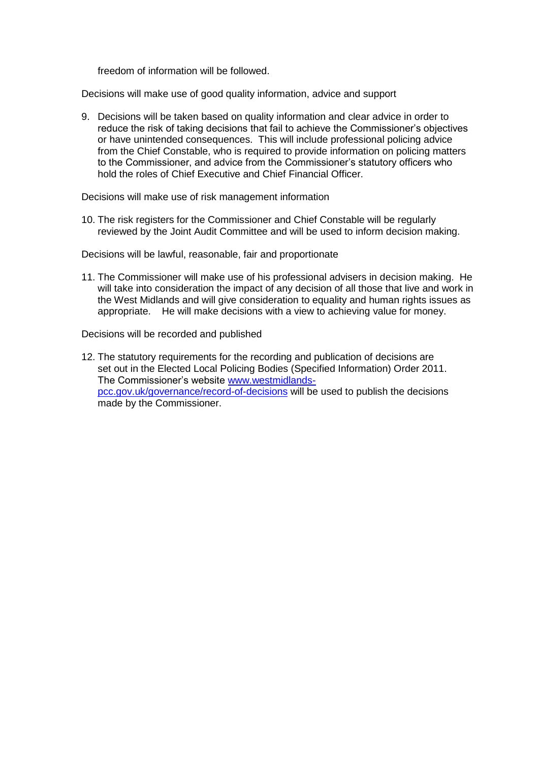freedom of information will be followed.

Decisions will make use of good quality information, advice and support

9. Decisions will be taken based on quality information and clear advice in order to reduce the risk of taking decisions that fail to achieve the Commissioner's objectives or have unintended consequences. This will include professional policing advice from the Chief Constable, who is required to provide information on policing matters to the Commissioner, and advice from the Commissioner's statutory officers who hold the roles of Chief Executive and Chief Financial Officer.

Decisions will make use of risk management information

10. The risk registers for the Commissioner and Chief Constable will be regularly reviewed by the Joint Audit Committee and will be used to inform decision making.

Decisions will be lawful, reasonable, fair and proportionate

11. The Commissioner will make use of his professional advisers in decision making. He will take into consideration the impact of any decision of all those that live and work in the West Midlands and will give consideration to equality and human rights issues as appropriate. He will make decisions with a view to achieving value for money.

Decisions will be recorded and published

12. The statutory requirements for the recording and publication of decisions are set out in the Elected Local Policing Bodies (Specified Information) Order 2011. The Commissioner's website [www.westmidlands-pcc.gov.uk/governance/record-of-decisions](http://www.westmidlands-pcc.gov.uk/governance/record-of-decisions) will be used to publish the decisions made by the Commissioner.